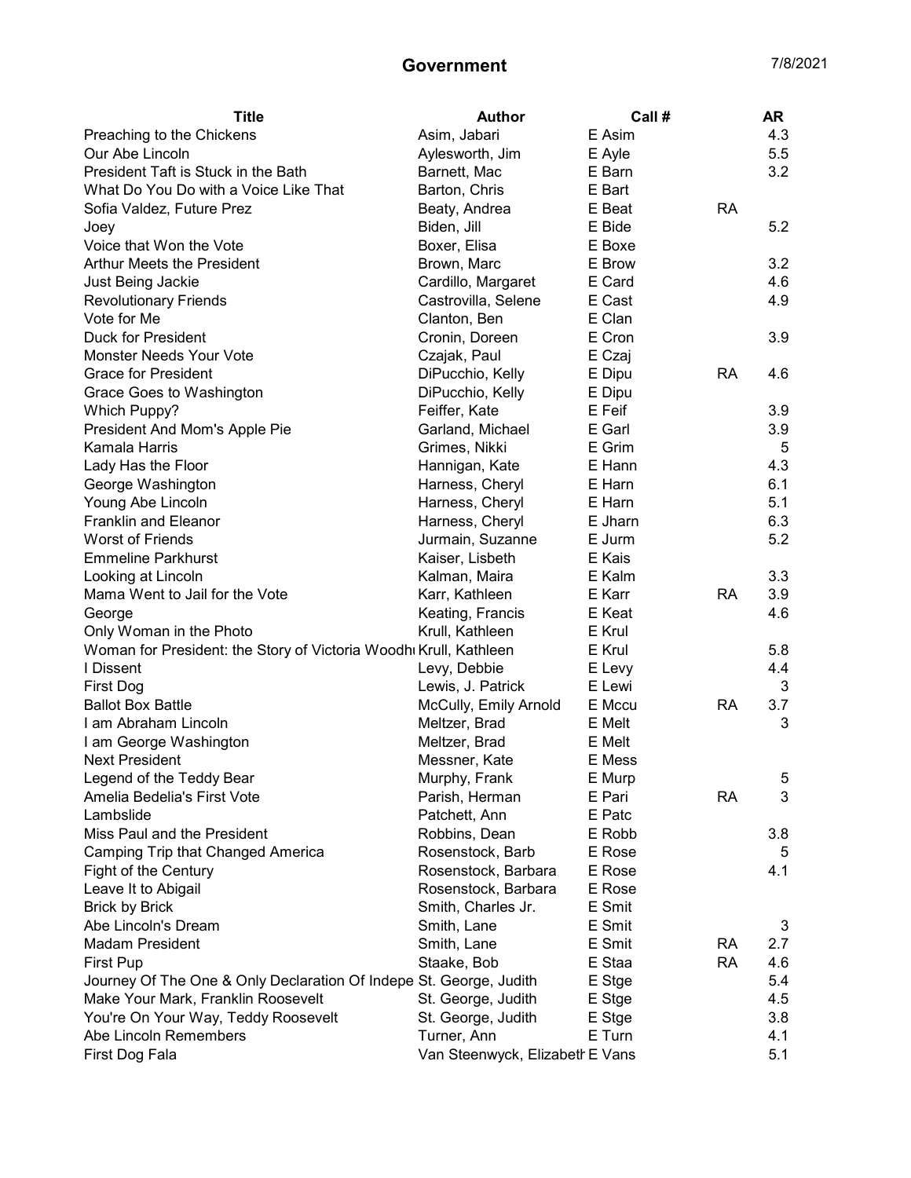# Government

7/8/2021

| Title | Author | Call # | | AR |
|---|---|---|---|---|
| Preaching to the Chickens | Asim, Jabari | E Asim | | 4.3 |
| Our Abe Lincoln | Aylesworth, Jim | E Ayle | | 5.5 |
| President Taft is Stuck in the Bath | Barnett, Mac | E Barn | | 3.2 |
| What Do You Do with a Voice Like That | Barton, Chris | E Bart | | |
| Sofia Valdez, Future Prez | Beaty, Andrea | E Beat | RA | |
| Joey | Biden, Jill | E Bide | | 5.2 |
| Voice that Won the Vote | Boxer, Elisa | E Boxe | | |
| Arthur Meets the President | Brown, Marc | E Brow | | 3.2 |
| Just Being Jackie | Cardillo, Margaret | E Card | | 4.6 |
| Revolutionary Friends | Castrovilla, Selene | E Cast | | 4.9 |
| Vote for Me | Clanton, Ben | E Clan | | |
| Duck for President | Cronin, Doreen | E Cron | | 3.9 |
| Monster Needs Your Vote | Czajak, Paul | E Czaj | | |
| Grace for President | DiPucchio, Kelly | E Dipu | RA | 4.6 |
| Grace Goes to Washington | DiPucchio, Kelly | E Dipu | | |
| Which Puppy? | Feiffer, Kate | E Feif | | 3.9 |
| President And Mom's Apple Pie | Garland, Michael | E Garl | | 3.9 |
| Kamala Harris | Grimes, Nikki | E Grim | | 5 |
| Lady Has the Floor | Hannigan, Kate | E Hann | | 4.3 |
| George Washington | Harness, Cheryl | E Harn | | 6.1 |
| Young Abe Lincoln | Harness, Cheryl | E Harn | | 5.1 |
| Franklin and Eleanor | Harness, Cheryl | E Jharn | | 6.3 |
| Worst of Friends | Jurmain, Suzanne | E Jurm | | 5.2 |
| Emmeline Parkhurst | Kaiser, Lisbeth | E Kais | | |
| Looking at Lincoln | Kalman, Maira | E Kalm | | 3.3 |
| Mama Went to Jail for the Vote | Karr, Kathleen | E Karr | RA | 3.9 |
| George | Keating, Francis | E Keat | | 4.6 |
| Only Woman in the Photo | Krull, Kathleen | E Krul | | |
| Woman for President: the Story of Victoria Woodhı | Krull, Kathleen | E Krul | | 5.8 |
| I Dissent | Levy, Debbie | E Levy | | 4.4 |
| First Dog | Lewis, J. Patrick | E Lewi | | 3 |
| Ballot Box Battle | McCully, Emily Arnold | E Mccu | RA | 3.7 |
| I am Abraham Lincoln | Meltzer, Brad | E Melt | | 3 |
| I am George Washington | Meltzer, Brad | E Melt | | |
| Next President | Messner, Kate | E Mess | | |
| Legend of the Teddy Bear | Murphy, Frank | E Murp | | 5 |
| Amelia Bedelia's First Vote | Parish, Herman | E Pari | RA | 3 |
| Lambslide | Patchett, Ann | E Patc | | |
| Miss Paul and the President | Robbins, Dean | E Robb | | 3.8 |
| Camping Trip that Changed America | Rosenstock, Barb | E Rose | | 5 |
| Fight of the Century | Rosenstock, Barbara | E Rose | | 4.1 |
| Leave It to Abigail | Rosenstock, Barbara | E Rose | | |
| Brick by Brick | Smith, Charles Jr. | E Smit | | |
| Abe Lincoln's Dream | Smith, Lane | E Smit | | 3 |
| Madam President | Smith, Lane | E Smit | RA | 2.7 |
| First Pup | Staake, Bob | E Staa | RA | 4.6 |
| Journey Of The One & Only Declaration Of Indepe | St. George, Judith | E Stge | | 5.4 |
| Make Your Mark, Franklin Roosevelt | St. George, Judith | E Stge | | 4.5 |
| You're On Your Way, Teddy Roosevelt | St. George, Judith | E Stge | | 3.8 |
| Abe Lincoln Remembers | Turner, Ann | E Turn | | 4.1 |
| First Dog Fala | Van Steenwyck, Elizabeth | E Vans | | 5.1 |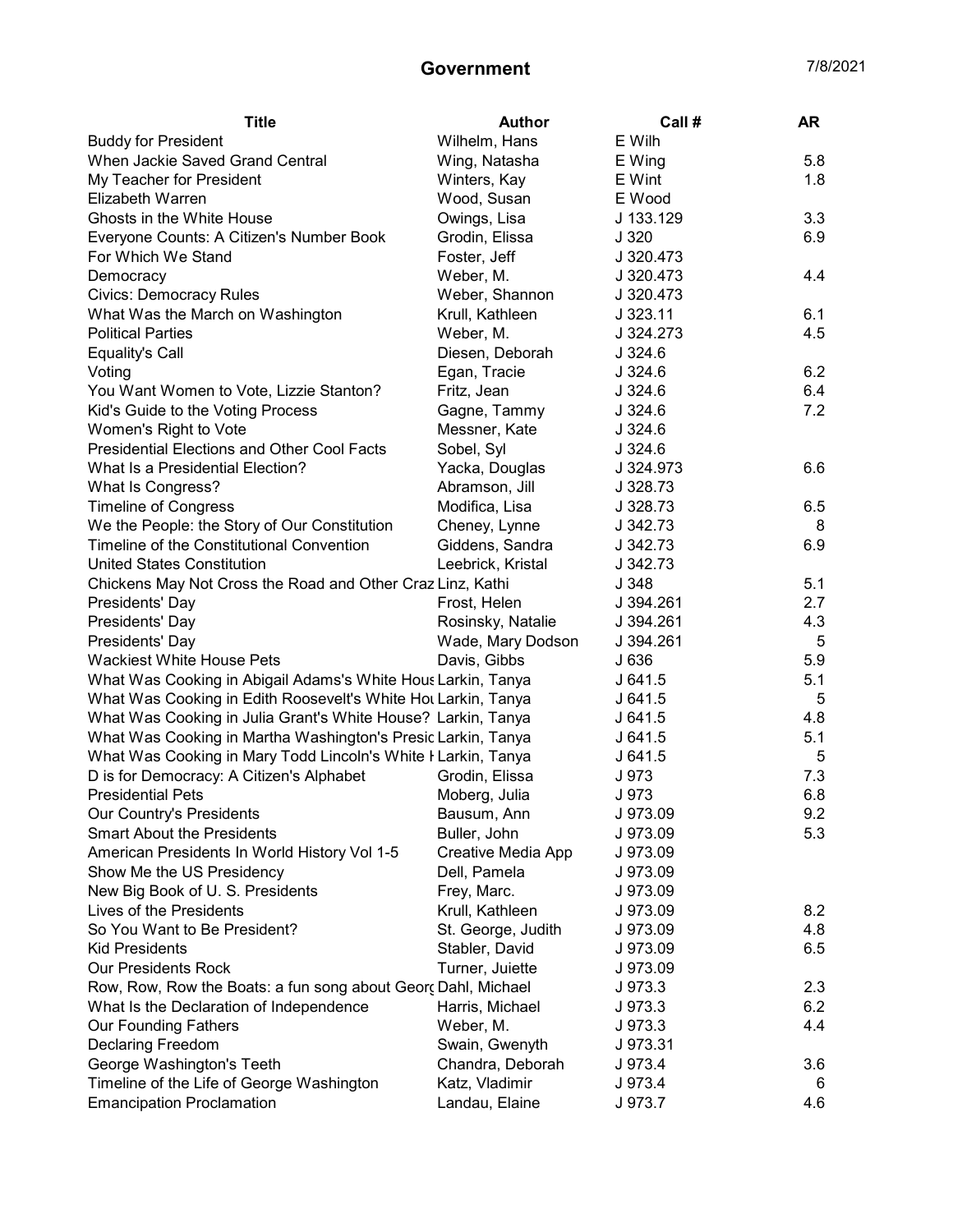# Government

7/8/2021

| Title | Author | Call # | AR |
|---|---|---|---|
| Buddy for President | Wilhelm, Hans | E Wilh | |
| When Jackie Saved Grand Central | Wing, Natasha | E Wing | 5.8 |
| My Teacher for President | Winters, Kay | E Wint | 1.8 |
| Elizabeth Warren | Wood, Susan | E Wood | |
| Ghosts in the White House | Owings, Lisa | J 133.129 | 3.3 |
| Everyone Counts: A Citizen's Number Book | Grodin, Elissa | J 320 | 6.9 |
| For Which We Stand | Foster, Jeff | J 320.473 | |
| Democracy | Weber, M. | J 320.473 | 4.4 |
| Civics: Democracy Rules | Weber, Shannon | J 320.473 | |
| What Was the March on Washington | Krull, Kathleen | J 323.11 | 6.1 |
| Political Parties | Weber, M. | J 324.273 | 4.5 |
| Equality's Call | Diesen, Deborah | J 324.6 | |
| Voting | Egan, Tracie | J 324.6 | 6.2 |
| You Want Women to Vote, Lizzie Stanton? | Fritz, Jean | J 324.6 | 6.4 |
| Kid's Guide to the Voting Process | Gagne, Tammy | J 324.6 | 7.2 |
| Women's Right to Vote | Messner, Kate | J 324.6 | |
| Presidential Elections and Other Cool Facts | Sobel, Syl | J 324.6 | |
| What Is a Presidential Election? | Yacka, Douglas | J 324.973 | 6.6 |
| What Is Congress? | Abramson, Jill | J 328.73 | |
| Timeline of Congress | Modifica, Lisa | J 328.73 | 6.5 |
| We the People: the Story of Our Constitution | Cheney, Lynne | J 342.73 | 8 |
| Timeline of the Constitutional Convention | Giddens, Sandra | J 342.73 | 6.9 |
| United States Constitution | Leebrick, Kristal | J 342.73 | |
| Chickens May Not Cross the Road and Other Craz | Linz, Kathi | J 348 | 5.1 |
| Presidents' Day | Frost, Helen | J 394.261 | 2.7 |
| Presidents' Day | Rosinsky, Natalie | J 394.261 | 4.3 |
| Presidents' Day | Wade, Mary Dodson | J 394.261 | 5 |
| Wackiest White House Pets | Davis, Gibbs | J 636 | 5.9 |
| What Was Cooking in Abigail Adams's White Hous | Larkin, Tanya | J 641.5 | 5.1 |
| What Was Cooking in Edith Roosevelt's White Hou | Larkin, Tanya | J 641.5 | 5 |
| What Was Cooking in Julia Grant's White House? | Larkin, Tanya | J 641.5 | 4.8 |
| What Was Cooking in Martha Washington's Presic | Larkin, Tanya | J 641.5 | 5.1 |
| What Was Cooking in Mary Todd Lincoln's White H | Larkin, Tanya | J 641.5 | 5 |
| D is for Democracy: A Citizen's Alphabet | Grodin, Elissa | J 973 | 7.3 |
| Presidential Pets | Moberg, Julia | J 973 | 6.8 |
| Our Country's Presidents | Bausum, Ann | J 973.09 | 9.2 |
| Smart About the Presidents | Buller, John | J 973.09 | 5.3 |
| American Presidents In World History Vol 1-5 | Creative Media App | J 973.09 | |
| Show Me the US Presidency | Dell, Pamela | J 973.09 | |
| New Big Book of U. S. Presidents | Frey, Marc. | J 973.09 | |
| Lives of the Presidents | Krull, Kathleen | J 973.09 | 8.2 |
| So You Want to Be President? | St. George, Judith | J 973.09 | 4.8 |
| Kid Presidents | Stabler, David | J 973.09 | 6.5 |
| Our Presidents Rock | Turner, Juiette | J 973.09 | |
| Row, Row, Row the Boats: a fun song about Georg | Dahl, Michael | J 973.3 | 2.3 |
| What Is the Declaration of Independence | Harris, Michael | J 973.3 | 6.2 |
| Our Founding Fathers | Weber, M. | J 973.3 | 4.4 |
| Declaring Freedom | Swain, Gwenyth | J 973.31 | |
| George Washington's Teeth | Chandra, Deborah | J 973.4 | 3.6 |
| Timeline of the Life of George Washington | Katz, Vladimir | J 973.4 | 6 |
| Emancipation Proclamation | Landau, Elaine | J 973.7 | 4.6 |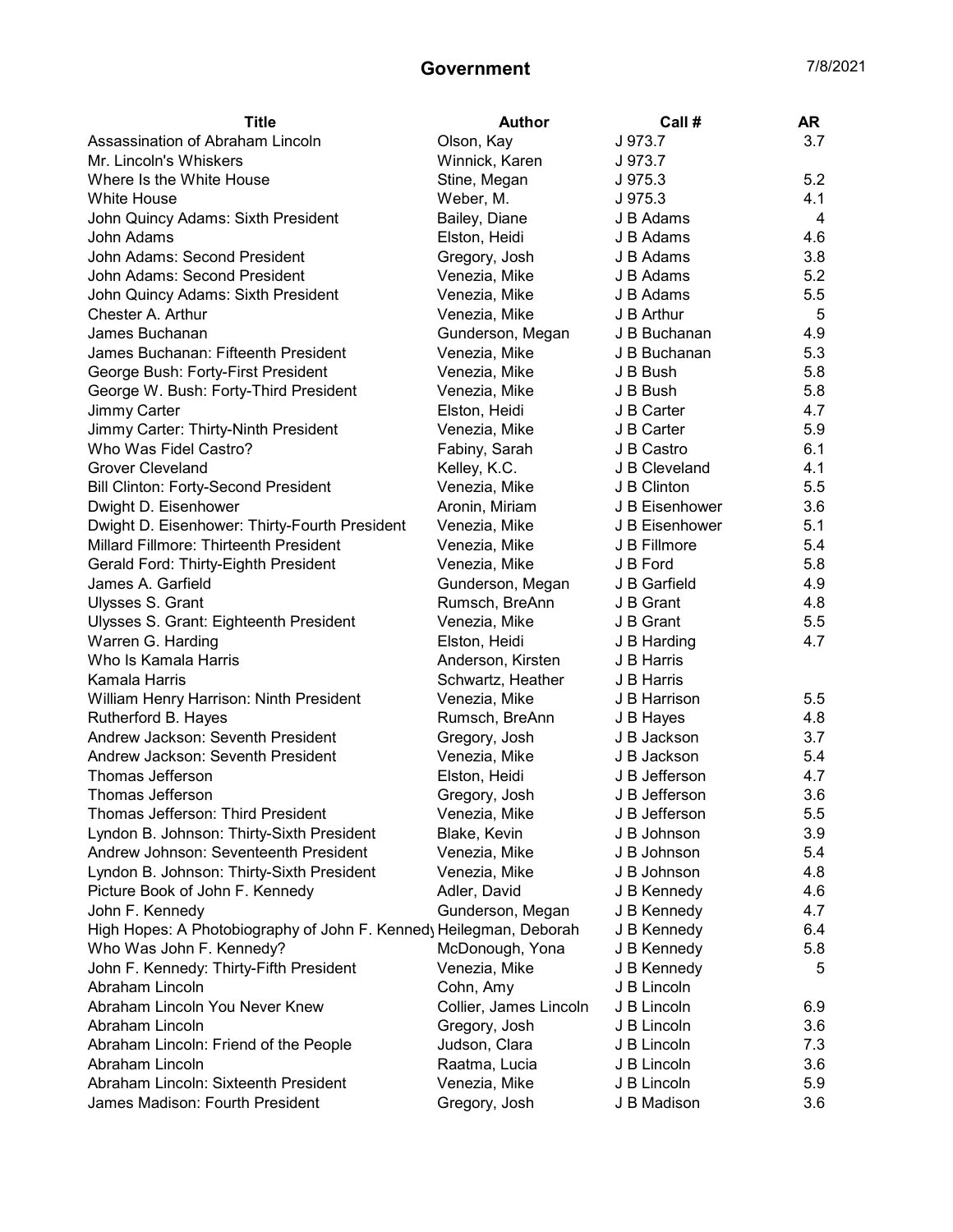# Government

7/8/2021

| Title | Author | Call # | AR |
|---|---|---|---|
| Assassination of Abraham Lincoln | Olson, Kay | J 973.7 | 3.7 |
| Mr. Lincoln's Whiskers | Winnick, Karen | J 973.7 | |
| Where Is the White House | Stine, Megan | J 975.3 | 5.2 |
| White House | Weber, M. | J 975.3 | 4.1 |
| John Quincy Adams: Sixth President | Bailey, Diane | J B Adams | 4 |
| John Adams | Elston, Heidi | J B Adams | 4.6 |
| John Adams: Second President | Gregory, Josh | J B Adams | 3.8 |
| John Adams: Second President | Venezia, Mike | J B Adams | 5.2 |
| John Quincy Adams: Sixth President | Venezia, Mike | J B Adams | 5.5 |
| Chester A. Arthur | Venezia, Mike | J B Arthur | 5 |
| James Buchanan | Gunderson, Megan | J B Buchanan | 4.9 |
| James Buchanan: Fifteenth President | Venezia, Mike | J B Buchanan | 5.3 |
| George Bush: Forty-First President | Venezia, Mike | J B Bush | 5.8 |
| George W. Bush: Forty-Third President | Venezia, Mike | J B Bush | 5.8 |
| Jimmy Carter | Elston, Heidi | J B Carter | 4.7 |
| Jimmy Carter: Thirty-Ninth President | Venezia, Mike | J B Carter | 5.9 |
| Who Was Fidel Castro? | Fabiny, Sarah | J B Castro | 6.1 |
| Grover Cleveland | Kelley, K.C. | J B Cleveland | 4.1 |
| Bill Clinton: Forty-Second President | Venezia, Mike | J B Clinton | 5.5 |
| Dwight D. Eisenhower | Aronin, Miriam | J B Eisenhower | 3.6 |
| Dwight D. Eisenhower: Thirty-Fourth President | Venezia, Mike | J B Eisenhower | 5.1 |
| Millard Fillmore: Thirteenth President | Venezia, Mike | J B Fillmore | 5.4 |
| Gerald Ford: Thirty-Eighth President | Venezia, Mike | J B Ford | 5.8 |
| James A. Garfield | Gunderson, Megan | J B Garfield | 4.9 |
| Ulysses S. Grant | Rumsch, BreAnn | J B Grant | 4.8 |
| Ulysses S. Grant: Eighteenth President | Venezia, Mike | J B Grant | 5.5 |
| Warren G. Harding | Elston, Heidi | J B Harding | 4.7 |
| Who Is Kamala Harris | Anderson, Kirsten | J B Harris | |
| Kamala Harris | Schwartz, Heather | J B Harris | |
| William Henry Harrison: Ninth President | Venezia, Mike | J B Harrison | 5.5 |
| Rutherford B. Hayes | Rumsch, BreAnn | J B Hayes | 4.8 |
| Andrew Jackson: Seventh President | Gregory, Josh | J B Jackson | 3.7 |
| Andrew Jackson: Seventh President | Venezia, Mike | J B Jackson | 5.4 |
| Thomas Jefferson | Elston, Heidi | J B Jefferson | 4.7 |
| Thomas Jefferson | Gregory, Josh | J B Jefferson | 3.6 |
| Thomas Jefferson: Third President | Venezia, Mike | J B Jefferson | 5.5 |
| Lyndon B. Johnson: Thirty-Sixth President | Blake, Kevin | J B Johnson | 3.9 |
| Andrew Johnson: Seventeenth President | Venezia, Mike | J B Johnson | 5.4 |
| Lyndon B. Johnson: Thirty-Sixth President | Venezia, Mike | J B Johnson | 4.8 |
| Picture Book of John F. Kennedy | Adler, David | J B Kennedy | 4.6 |
| John F. Kennedy | Gunderson, Megan | J B Kennedy | 4.7 |
| High Hopes: A Photobiography of John F. Kennedy | Heilegman, Deborah | J B Kennedy | 6.4 |
| Who Was John F. Kennedy? | McDonough, Yona | J B Kennedy | 5.8 |
| John F. Kennedy: Thirty-Fifth President | Venezia, Mike | J B Kennedy | 5 |
| Abraham Lincoln | Cohn, Amy | J B Lincoln | |
| Abraham Lincoln You Never Knew | Collier, James Lincoln | J B Lincoln | 6.9 |
| Abraham Lincoln | Gregory, Josh | J B Lincoln | 3.6 |
| Abraham Lincoln: Friend of the People | Judson, Clara | J B Lincoln | 7.3 |
| Abraham Lincoln | Raatma, Lucia | J B Lincoln | 3.6 |
| Abraham Lincoln: Sixteenth President | Venezia, Mike | J B Lincoln | 5.9 |
| James Madison: Fourth President | Gregory, Josh | J B Madison | 3.6 |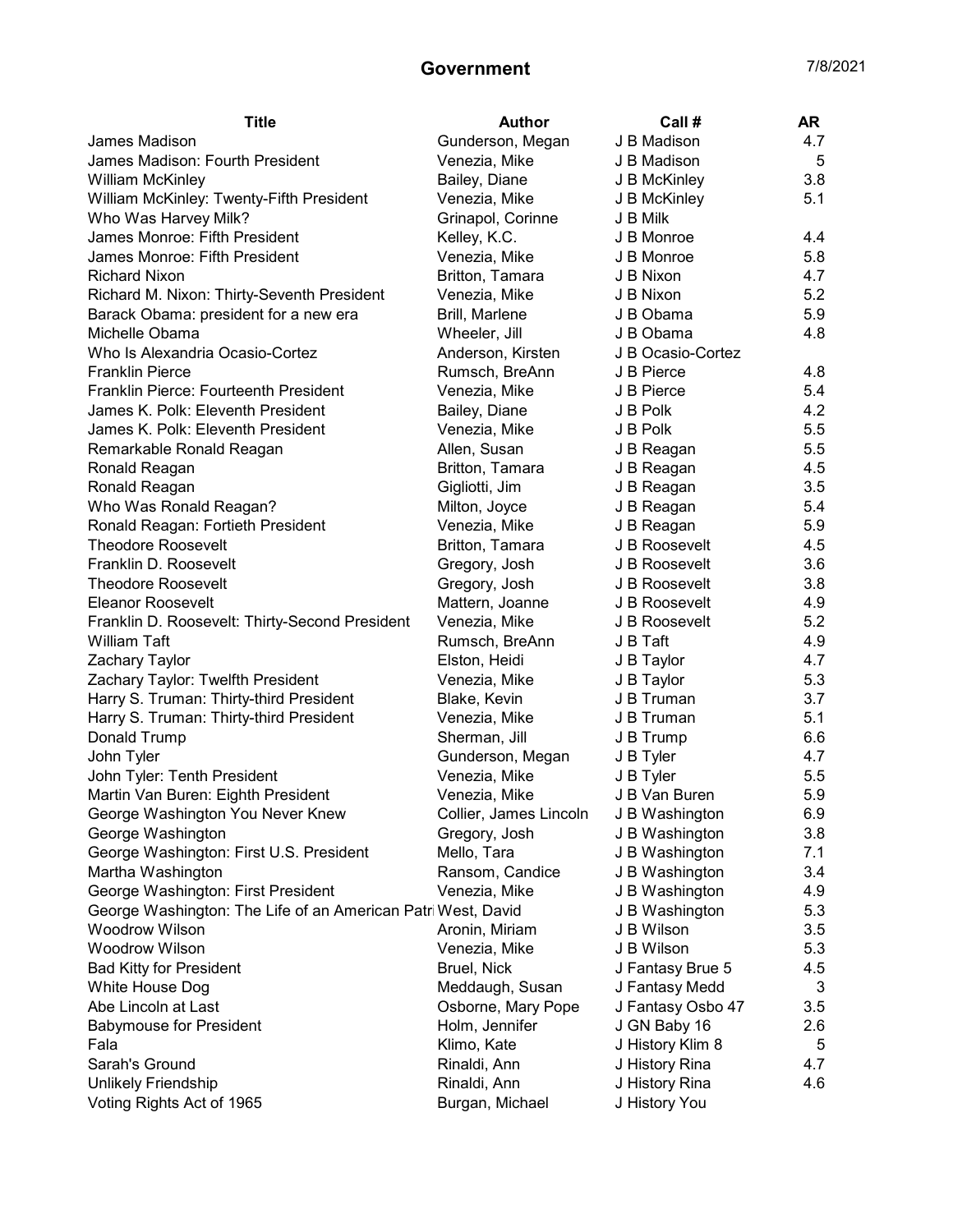# Government

| Title | Author | Call # | AR |
|---|---|---|---|
| James Madison | Gunderson, Megan | J B Madison | 4.7 |
| James Madison: Fourth President | Venezia, Mike | J B Madison | 5 |
| William McKinley | Bailey, Diane | J B McKinley | 3.8 |
| William McKinley: Twenty-Fifth President | Venezia, Mike | J B McKinley | 5.1 |
| Who Was Harvey Milk? | Grinapol, Corinne | J B Milk | |
| James Monroe: Fifth President | Kelley, K.C. | J B Monroe | 4.4 |
| James Monroe: Fifth President | Venezia, Mike | J B Monroe | 5.8 |
| Richard Nixon | Britton, Tamara | J B Nixon | 4.7 |
| Richard M. Nixon: Thirty-Seventh President | Venezia, Mike | J B Nixon | 5.2 |
| Barack Obama: president for a new era | Brill, Marlene | J B Obama | 5.9 |
| Michelle Obama | Wheeler, Jill | J B Obama | 4.8 |
| Who Is Alexandria Ocasio-Cortez | Anderson, Kirsten | J B Ocasio-Cortez | |
| Franklin Pierce | Rumsch, BreAnn | J B Pierce | 4.8 |
| Franklin Pierce: Fourteenth President | Venezia, Mike | J B Pierce | 5.4 |
| James K. Polk: Eleventh President | Bailey, Diane | J B Polk | 4.2 |
| James K. Polk: Eleventh President | Venezia, Mike | J B Polk | 5.5 |
| Remarkable Ronald Reagan | Allen, Susan | J B Reagan | 5.5 |
| Ronald Reagan | Britton, Tamara | J B Reagan | 4.5 |
| Ronald Reagan | Gigliotti, Jim | J B Reagan | 3.5 |
| Who Was Ronald Reagan? | Milton, Joyce | J B Reagan | 5.4 |
| Ronald Reagan: Fortieth President | Venezia, Mike | J B Reagan | 5.9 |
| Theodore Roosevelt | Britton, Tamara | J B Roosevelt | 4.5 |
| Franklin D. Roosevelt | Gregory, Josh | J B Roosevelt | 3.6 |
| Theodore Roosevelt | Gregory, Josh | J B Roosevelt | 3.8 |
| Eleanor Roosevelt | Mattern, Joanne | J B Roosevelt | 4.9 |
| Franklin D. Roosevelt: Thirty-Second President | Venezia, Mike | J B Roosevelt | 5.2 |
| William Taft | Rumsch, BreAnn | J B Taft | 4.9 |
| Zachary Taylor | Elston, Heidi | J B Taylor | 4.7 |
| Zachary Taylor: Twelfth President | Venezia, Mike | J B Taylor | 5.3 |
| Harry S. Truman: Thirty-third President | Blake, Kevin | J B Truman | 3.7 |
| Harry S. Truman: Thirty-third President | Venezia, Mike | J B Truman | 5.1 |
| Donald Trump | Sherman, Jill | J B Trump | 6.6 |
| John Tyler | Gunderson, Megan | J B Tyler | 4.7 |
| John Tyler: Tenth President | Venezia, Mike | J B Tyler | 5.5 |
| Martin Van Buren: Eighth President | Venezia, Mike | J B Van Buren | 5.9 |
| George Washington You Never Knew | Collier, James Lincoln | J B Washington | 6.9 |
| George Washington | Gregory, Josh | J B Washington | 3.8 |
| George Washington: First U.S. President | Mello, Tara | J B Washington | 7.1 |
| Martha Washington | Ransom, Candice | J B Washington | 3.4 |
| George Washington: First President | Venezia, Mike | J B Washington | 4.9 |
| George Washington: The Life of an American Patri | West, David | J B Washington | 5.3 |
| Woodrow Wilson | Aronin, Miriam | J B Wilson | 3.5 |
| Woodrow Wilson | Venezia, Mike | J B Wilson | 5.3 |
| Bad Kitty for President | Bruel, Nick | J Fantasy Brue 5 | 4.5 |
| White House Dog | Meddaugh, Susan | J Fantasy Medd | 3 |
| Abe Lincoln at Last | Osborne, Mary Pope | J Fantasy Osbo 47 | 3.5 |
| Babymouse for President | Holm, Jennifer | J GN Baby 16 | 2.6 |
| Fala | Klimo, Kate | J History Klim 8 | 5 |
| Sarah's Ground | Rinaldi, Ann | J History Rina | 4.7 |
| Unlikely Friendship | Rinaldi, Ann | J History Rina | 4.6 |
| Voting Rights Act of 1965 | Burgan, Michael | J History You | |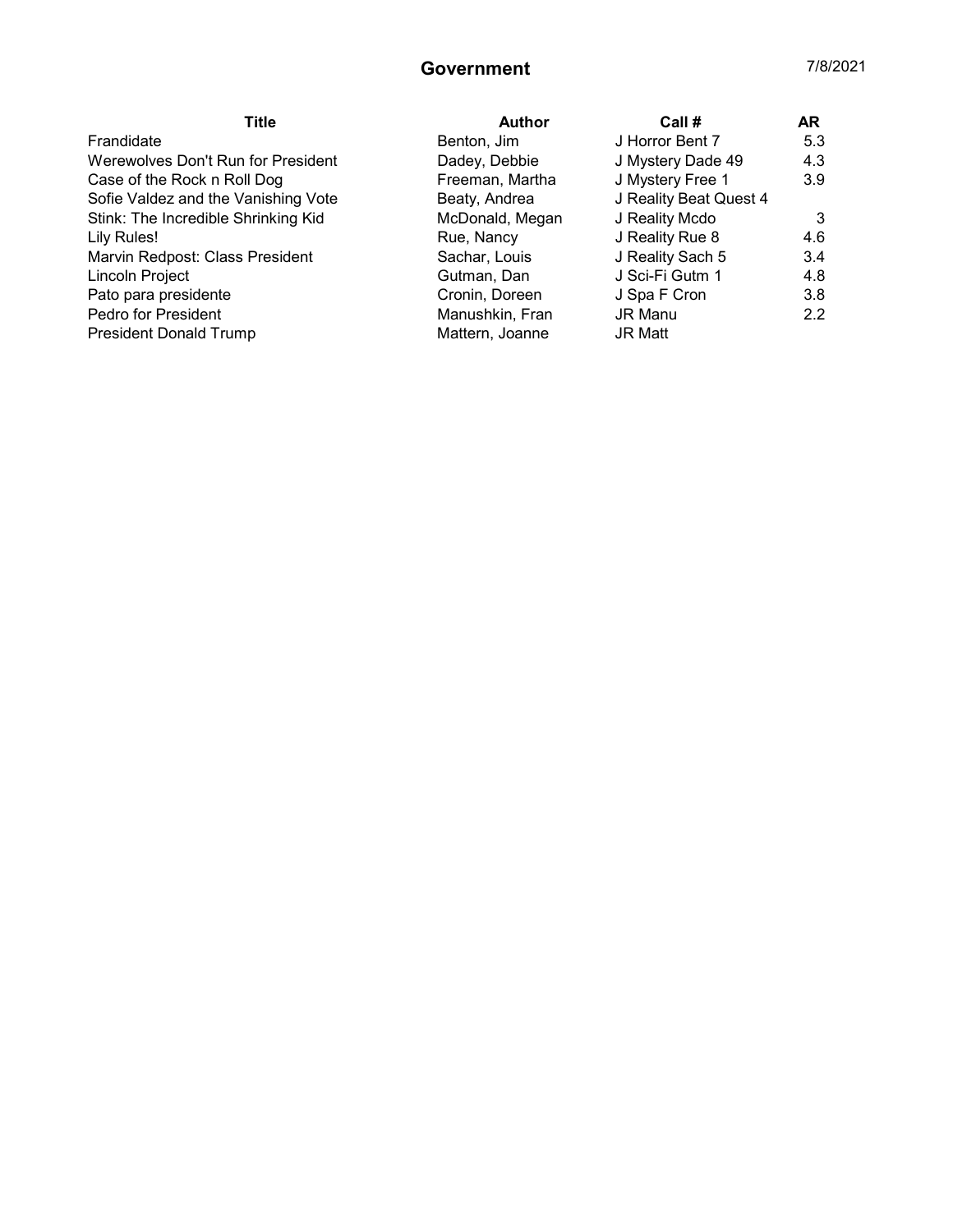# Government

7/8/2021

| Title | Author | Call # | AR |
| --- | --- | --- | --- |
| Frandidate | Benton, Jim | J Horror Bent 7 | 5.3 |
| Werewolves Don't Run for President | Dadey, Debbie | J Mystery Dade 49 | 4.3 |
| Case of the Rock n Roll Dog | Freeman, Martha | J Mystery Free 1 | 3.9 |
| Sofie Valdez and the Vanishing Vote | Beaty, Andrea | J Reality Beat Quest 4 | |
| Stink: The Incredible Shrinking Kid | McDonald, Megan | J Reality Mcdo | 3 |
| Lily Rules! | Rue, Nancy | J Reality Rue 8 | 4.6 |
| Marvin Redpost: Class President | Sachar, Louis | J Reality Sach 5 | 3.4 |
| Lincoln Project | Gutman, Dan | J Sci-Fi Gutm 1 | 4.8 |
| Pato para presidente | Cronin, Doreen | J Spa F Cron | 3.8 |
| Pedro for President | Manushkin, Fran | JR Manu | 2.2 |
| President Donald Trump | Mattern, Joanne | JR Matt | |